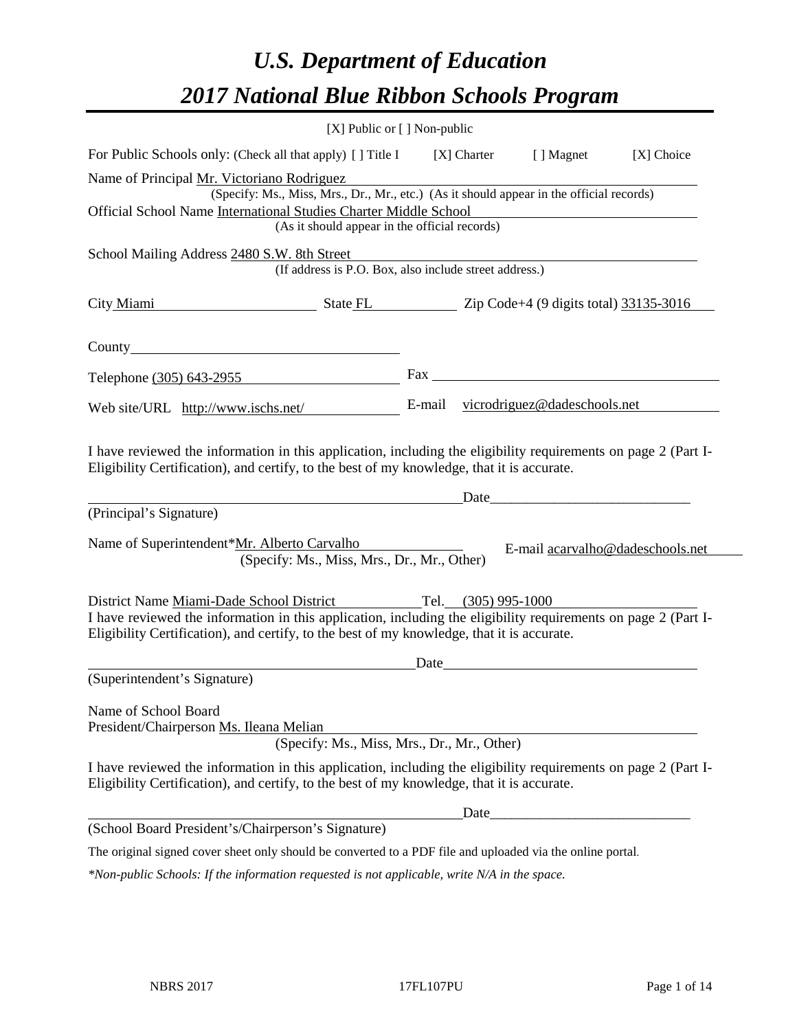# *U.S. Department of Education*

# *2017 National Blue Ribbon Schools Program*

[X] Public or [ ] Non-public

For Public Schools only: (Check all that apply) [ ] Title I [X] Charter [ ] Magnet [X] Choice

Name of Principal Mr. Victoriano Rodriguez
(Specify: Ms., Miss, Mrs., Dr., Mr., etc.) (As it should appear in the official records)

Official School Name International Studies Charter Middle School
(As it should appear in the official records)

School Mailing Address 2480 S.W. 8th Street
(If address is P.O. Box, also include street address.)

City Miami State FL Zip Code+4 (9 digits total) 33135-3016

County

Telephone (305) 643-2955 Fax

Web site/URL http://www.ischs.net/ E-mail vicrodriguez@dadeschools.net

I have reviewed the information in this application, including the eligibility requirements on page 2 (Part I-Eligibility Certification), and certify, to the best of my knowledge, that it is accurate.

Date

(Principal's Signature)

Name of Superintendent*Mr. Alberto Carvalho E-mail acarvalho@dadeschools.net
(Specify: Ms., Miss, Mrs., Dr., Mr., Other)

District Name Miami-Dade School District Tel. (305) 995-1000

I have reviewed the information in this application, including the eligibility requirements on page 2 (Part I-Eligibility Certification), and certify, to the best of my knowledge, that it is accurate.

Date

(Superintendent's Signature)

Name of School Board
President/Chairperson Ms. Ileana Melian
(Specify: Ms., Miss, Mrs., Dr., Mr., Other)

I have reviewed the information in this application, including the eligibility requirements on page 2 (Part I-Eligibility Certification), and certify, to the best of my knowledge, that it is accurate.

Date

(School Board President's/Chairperson's Signature)

The original signed cover sheet only should be converted to a PDF file and uploaded via the online portal.

*\*Non-public Schools: If the information requested is not applicable, write N/A in the space.*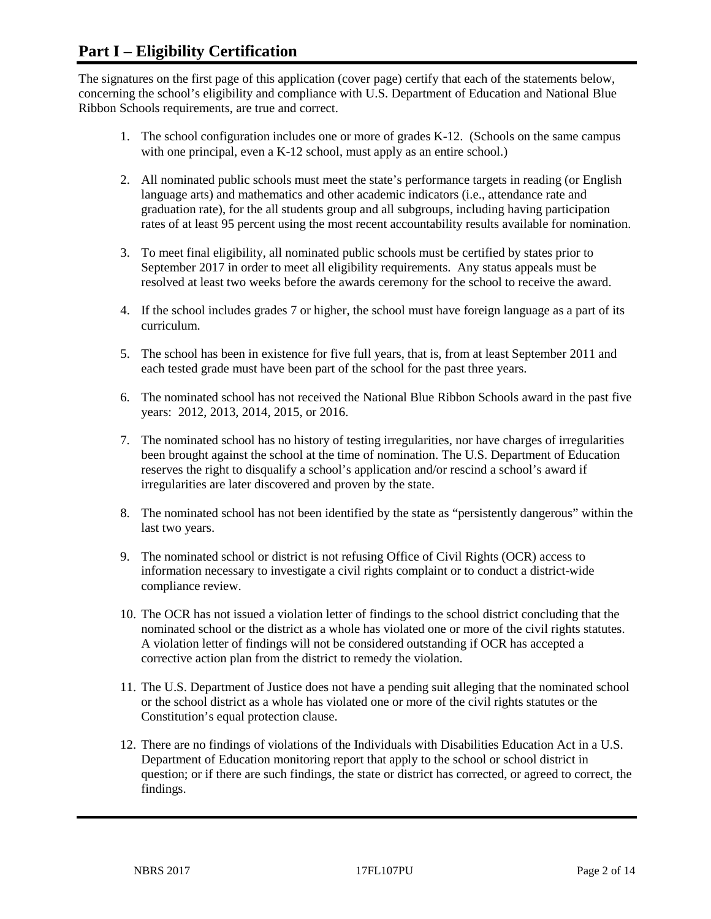## Part I – Eligibility Certification

The signatures on the first page of this application (cover page) certify that each of the statements below, concerning the school's eligibility and compliance with U.S. Department of Education and National Blue Ribbon Schools requirements, are true and correct.

1. The school configuration includes one or more of grades K-12. (Schools on the same campus with one principal, even a K-12 school, must apply as an entire school.)
2. All nominated public schools must meet the state's performance targets in reading (or English language arts) and mathematics and other academic indicators (i.e., attendance rate and graduation rate), for the all students group and all subgroups, including having participation rates of at least 95 percent using the most recent accountability results available for nomination.
3. To meet final eligibility, all nominated public schools must be certified by states prior to September 2017 in order to meet all eligibility requirements. Any status appeals must be resolved at least two weeks before the awards ceremony for the school to receive the award.
4. If the school includes grades 7 or higher, the school must have foreign language as a part of its curriculum.
5. The school has been in existence for five full years, that is, from at least September 2011 and each tested grade must have been part of the school for the past three years.
6. The nominated school has not received the National Blue Ribbon Schools award in the past five years: 2012, 2013, 2014, 2015, or 2016.
7. The nominated school has no history of testing irregularities, nor have charges of irregularities been brought against the school at the time of nomination. The U.S. Department of Education reserves the right to disqualify a school's application and/or rescind a school's award if irregularities are later discovered and proven by the state.
8. The nominated school has not been identified by the state as "persistently dangerous" within the last two years.
9. The nominated school or district is not refusing Office of Civil Rights (OCR) access to information necessary to investigate a civil rights complaint or to conduct a district-wide compliance review.
10. The OCR has not issued a violation letter of findings to the school district concluding that the nominated school or the district as a whole has violated one or more of the civil rights statutes. A violation letter of findings will not be considered outstanding if OCR has accepted a corrective action plan from the district to remedy the violation.
11. The U.S. Department of Justice does not have a pending suit alleging that the nominated school or the school district as a whole has violated one or more of the civil rights statutes or the Constitution's equal protection clause.
12. There are no findings of violations of the Individuals with Disabilities Education Act in a U.S. Department of Education monitoring report that apply to the school or school district in question; or if there are such findings, the state or district has corrected, or agreed to correct, the findings.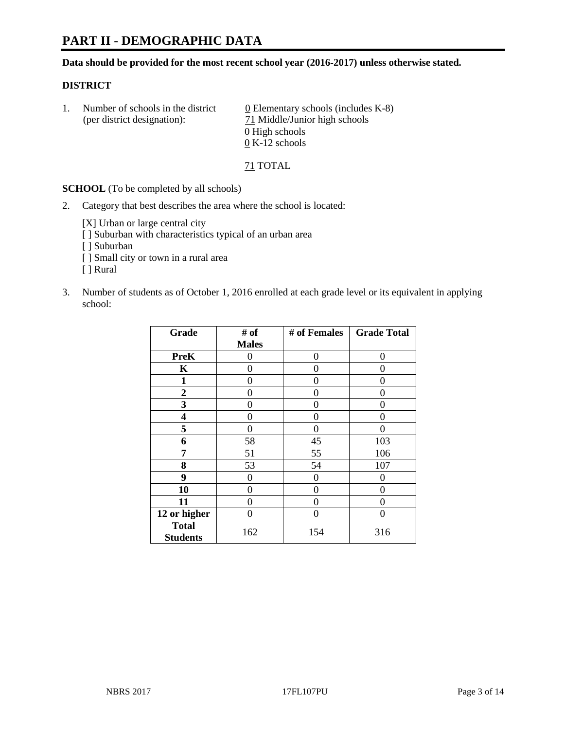# PART II - DEMOGRAPHIC DATA

**Data should be provided for the most recent school year (2016-2017) unless otherwise stated.**

## DISTRICT

1. Number of schools in the district (per district designation):
   0 Elementary schools (includes K-8)
   71 Middle/Junior high schools
   0 High schools
   0 K-12 schools

   71 TOTAL

**SCHOOL** (To be completed by all schools)

2. Category that best describes the area where the school is located:

   [X] Urban or large central city
   [ ] Suburban with characteristics typical of an urban area
   [ ] Suburban
   [ ] Small city or town in a rural area
   [ ] Rural

3. Number of students as of October 1, 2016 enrolled at each grade level or its equivalent in applying school:

| Grade | # of Males | # of Females | Grade Total |
|---|---|---|---|
| **PreK** | 0 | 0 | 0 |
| **K** | 0 | 0 | 0 |
| **1** | 0 | 0 | 0 |
| **2** | 0 | 0 | 0 |
| **3** | 0 | 0 | 0 |
| **4** | 0 | 0 | 0 |
| **5** | 0 | 0 | 0 |
| **6** | 58 | 45 | 103 |
| **7** | 51 | 55 | 106 |
| **8** | 53 | 54 | 107 |
| **9** | 0 | 0 | 0 |
| **10** | 0 | 0 | 0 |
| **11** | 0 | 0 | 0 |
| **12 or higher** | 0 | 0 | 0 |
| **Total Students** | 162 | 154 | 316 |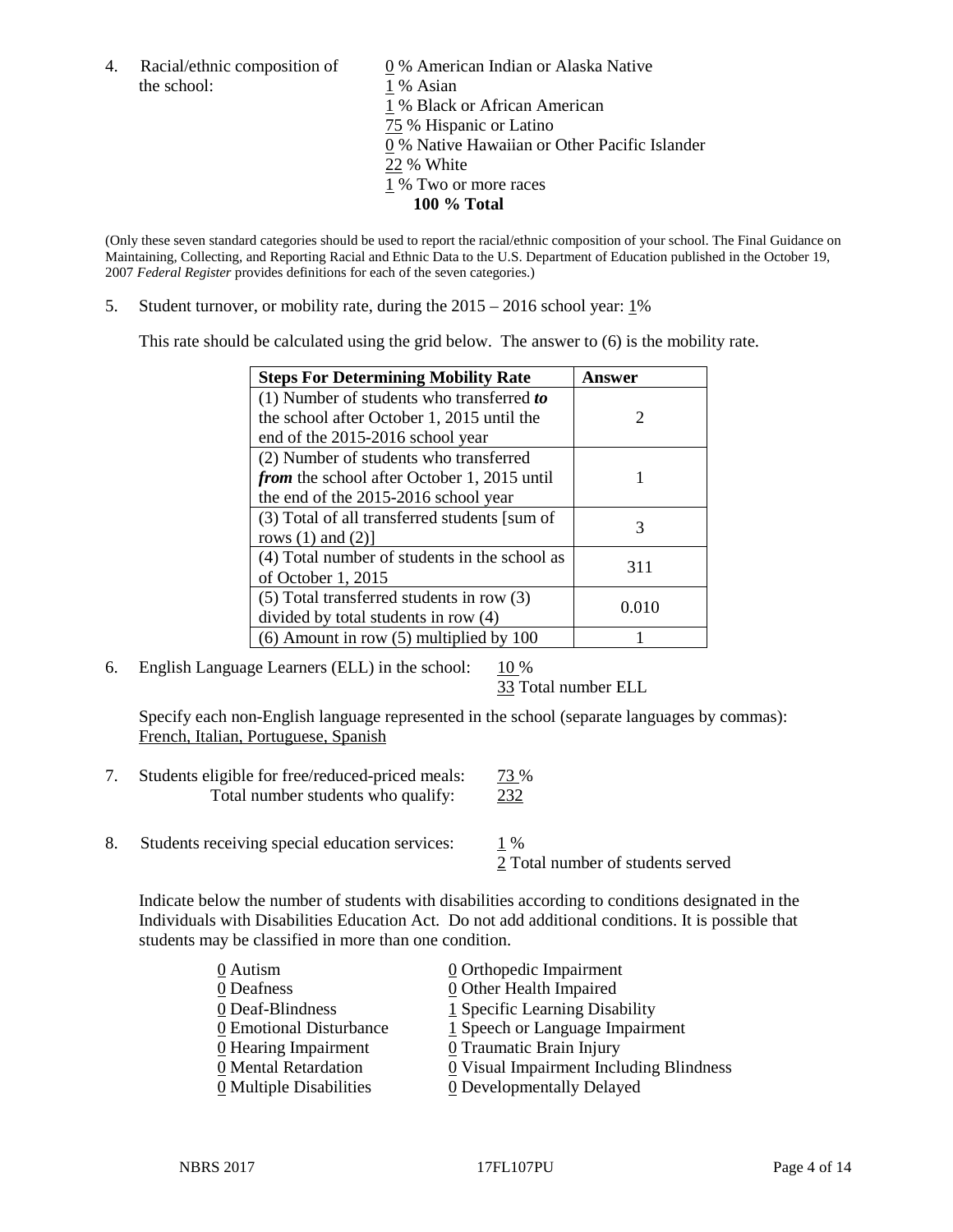4. Racial/ethnic composition of the school:

0 % American Indian or Alaska Native
1 % Asian
1 % Black or African American
75 % Hispanic or Latino
0 % Native Hawaiian or Other Pacific Islander
22 % White
1 % Two or more races
**100 % Total**

(Only these seven standard categories should be used to report the racial/ethnic composition of your school. The Final Guidance on Maintaining, Collecting, and Reporting Racial and Ethnic Data to the U.S. Department of Education published in the October 19, 2007 *Federal Register* provides definitions for each of the seven categories.)

5. Student turnover, or mobility rate, during the 2015 – 2016 school year: 1%

This rate should be calculated using the grid below. The answer to (6) is the mobility rate.

| **Steps For Determining Mobility Rate** | **Answer** |
|---|---|
| (1) Number of students who transferred ***to*** the school after October 1, 2015 until the end of the 2015-2016 school year | 2 |
| (2) Number of students who transferred ***from*** the school after October 1, 2015 until the end of the 2015-2016 school year | 1 |
| (3) Total of all transferred students [sum of rows (1) and (2)] | 3 |
| (4) Total number of students in the school as of October 1, 2015 | 311 |
| (5) Total transferred students in row (3) divided by total students in row (4) | 0.010 |
| (6) Amount in row (5) multiplied by 100 | 1 |

6. English Language Learners (ELL) in the school: 10 %
33 Total number ELL

Specify each non-English language represented in the school (separate languages by commas):
French, Italian, Portuguese, Spanish

7. Students eligible for free/reduced-priced meals: 73 %
Total number students who qualify: 232

8. Students receiving special education services: 1 %
2 Total number of students served

Indicate below the number of students with disabilities according to conditions designated in the Individuals with Disabilities Education Act. Do not add additional conditions. It is possible that students may be classified in more than one condition.

0 Autism
0 Deafness
0 Deaf-Blindness
0 Emotional Disturbance
0 Hearing Impairment
0 Mental Retardation
0 Multiple Disabilities
0 Orthopedic Impairment
0 Other Health Impaired
1 Specific Learning Disability
1 Speech or Language Impairment
0 Traumatic Brain Injury
0 Visual Impairment Including Blindness
0 Developmentally Delayed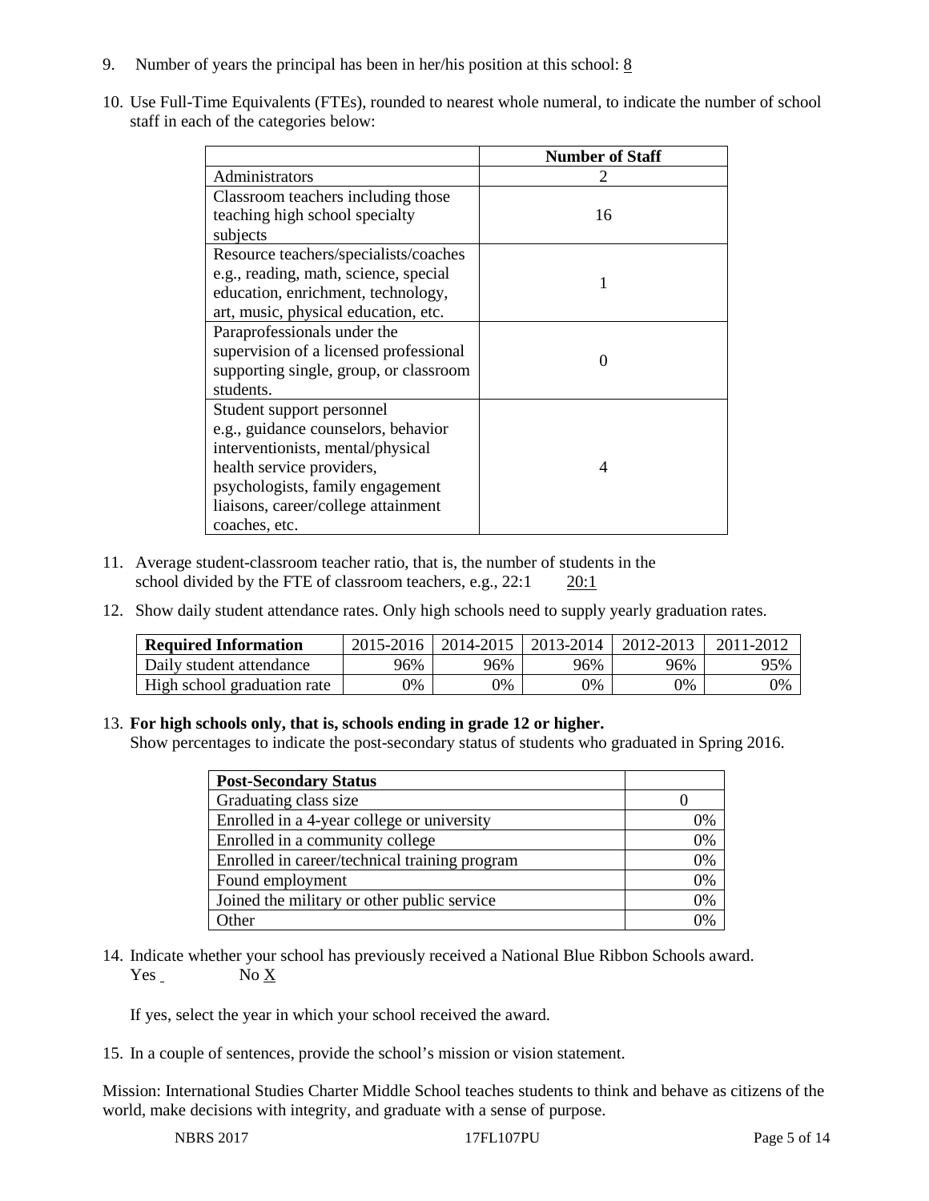9. Number of years the principal has been in her/his position at this school: 8

10. Use Full-Time Equivalents (FTEs), rounded to nearest whole numeral, to indicate the number of school staff in each of the categories below:

| | Number of Staff |
|---|---|
| Administrators | 2 |
| Classroom teachers including those teaching high school specialty subjects | 16 |
| Resource teachers/specialists/coaches e.g., reading, math, science, special education, enrichment, technology, art, music, physical education, etc. | 1 |
| Paraprofessionals under the supervision of a licensed professional supporting single, group, or classroom students. | 0 |
| Student support personnel e.g., guidance counselors, behavior interventionists, mental/physical health service providers, psychologists, family engagement liaisons, career/college attainment coaches, etc. | 4 |

11. Average student-classroom teacher ratio, that is, the number of students in the school divided by the FTE of classroom teachers, e.g., 22:1 20:1

12. Show daily student attendance rates. Only high schools need to supply yearly graduation rates.

| Required Information | 2015-2016 | 2014-2015 | 2013-2014 | 2012-2013 | 2011-2012 |
|---|---|---|---|---|---|
| Daily student attendance | 96% | 96% | 96% | 96% | 95% |
| High school graduation rate | 0% | 0% | 0% | 0% | 0% |

13. **For high schools only, that is, schools ending in grade 12 or higher.**
Show percentages to indicate the post-secondary status of students who graduated in Spring 2016.

| Post-Secondary Status | |
|---|---|
| Graduating class size | 0 |
| Enrolled in a 4-year college or university | 0% |
| Enrolled in a community college | 0% |
| Enrolled in career/technical training program | 0% |
| Found employment | 0% |
| Joined the military or other public service | 0% |
| Other | 0% |

14. Indicate whether your school has previously received a National Blue Ribbon Schools award.
Yes ___ No X

If yes, select the year in which your school received the award.

15. In a couple of sentences, provide the school's mission or vision statement.

Mission: International Studies Charter Middle School teaches students to think and behave as citizens of the world, make decisions with integrity, and graduate with a sense of purpose.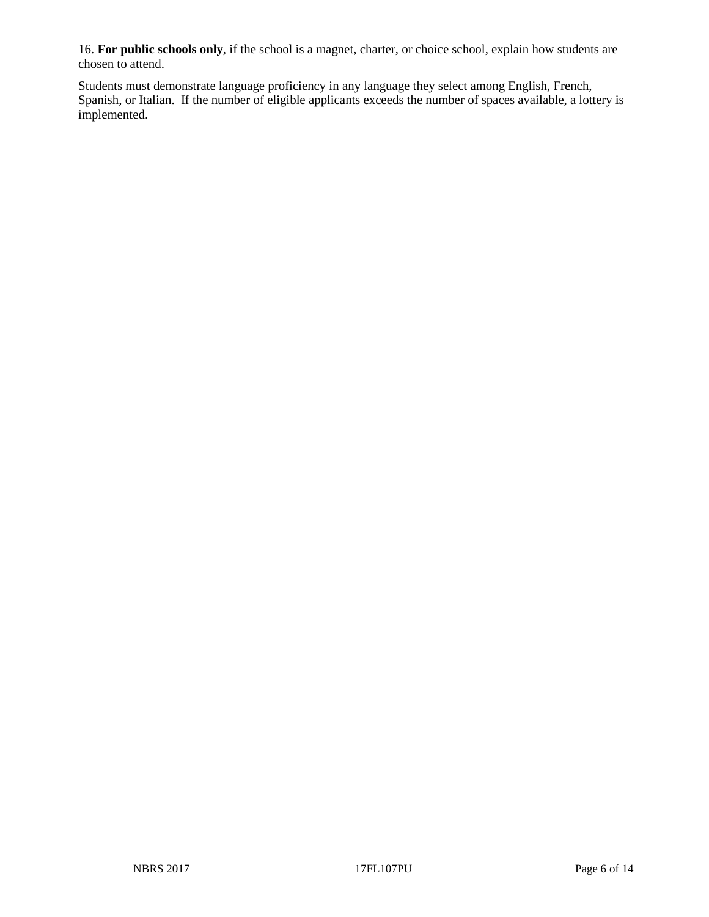16. **For public schools only**, if the school is a magnet, charter, or choice school, explain how students are chosen to attend.

Students must demonstrate language proficiency in any language they select among English, French, Spanish, or Italian. If the number of eligible applicants exceeds the number of spaces available, a lottery is implemented.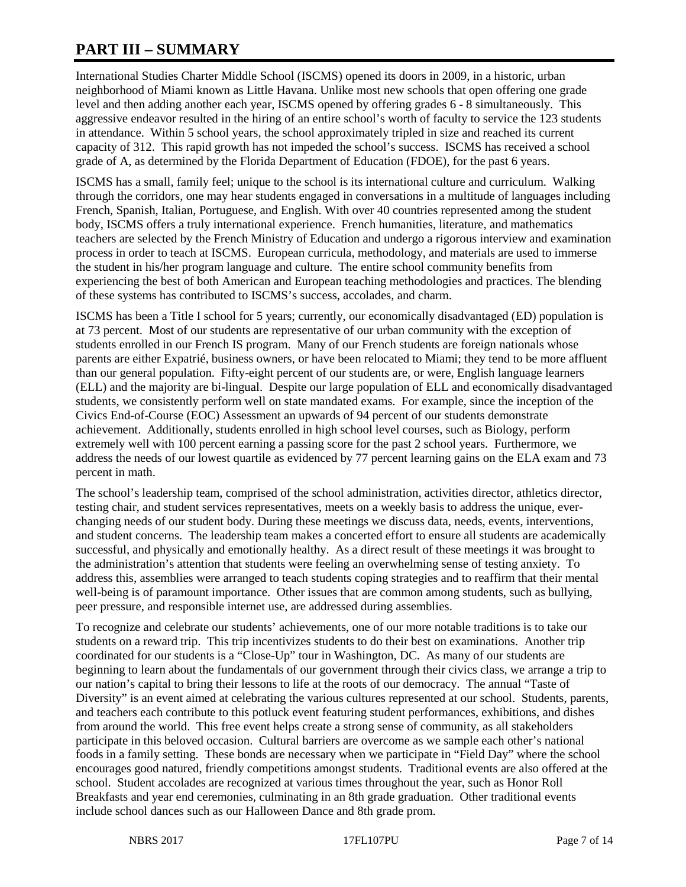# PART III – SUMMARY

International Studies Charter Middle School (ISCMS) opened its doors in 2009, in a historic, urban neighborhood of Miami known as Little Havana. Unlike most new schools that open offering one grade level and then adding another each year, ISCMS opened by offering grades 6 - 8 simultaneously. This aggressive endeavor resulted in the hiring of an entire school's worth of faculty to service the 123 students in attendance. Within 5 school years, the school approximately tripled in size and reached its current capacity of 312. This rapid growth has not impeded the school's success. ISCMS has received a school grade of A, as determined by the Florida Department of Education (FDOE), for the past 6 years.

ISCMS has a small, family feel; unique to the school is its international culture and curriculum. Walking through the corridors, one may hear students engaged in conversations in a multitude of languages including French, Spanish, Italian, Portuguese, and English. With over 40 countries represented among the student body, ISCMS offers a truly international experience. French humanities, literature, and mathematics teachers are selected by the French Ministry of Education and undergo a rigorous interview and examination process in order to teach at ISCMS. European curricula, methodology, and materials are used to immerse the student in his/her program language and culture. The entire school community benefits from experiencing the best of both American and European teaching methodologies and practices. The blending of these systems has contributed to ISCMS's success, accolades, and charm.

ISCMS has been a Title I school for 5 years; currently, our economically disadvantaged (ED) population is at 73 percent. Most of our students are representative of our urban community with the exception of students enrolled in our French IS program. Many of our French students are foreign nationals whose parents are either Expatrié, business owners, or have been relocated to Miami; they tend to be more affluent than our general population. Fifty-eight percent of our students are, or were, English language learners (ELL) and the majority are bi-lingual. Despite our large population of ELL and economically disadvantaged students, we consistently perform well on state mandated exams. For example, since the inception of the Civics End-of-Course (EOC) Assessment an upwards of 94 percent of our students demonstrate achievement. Additionally, students enrolled in high school level courses, such as Biology, perform extremely well with 100 percent earning a passing score for the past 2 school years. Furthermore, we address the needs of our lowest quartile as evidenced by 77 percent learning gains on the ELA exam and 73 percent in math.

The school's leadership team, comprised of the school administration, activities director, athletics director, testing chair, and student services representatives, meets on a weekly basis to address the unique, ever-changing needs of our student body. During these meetings we discuss data, needs, events, interventions, and student concerns. The leadership team makes a concerted effort to ensure all students are academically successful, and physically and emotionally healthy. As a direct result of these meetings it was brought to the administration's attention that students were feeling an overwhelming sense of testing anxiety. To address this, assemblies were arranged to teach students coping strategies and to reaffirm that their mental well-being is of paramount importance. Other issues that are common among students, such as bullying, peer pressure, and responsible internet use, are addressed during assemblies.

To recognize and celebrate our students' achievements, one of our more notable traditions is to take our students on a reward trip. This trip incentivizes students to do their best on examinations. Another trip coordinated for our students is a "Close-Up" tour in Washington, DC. As many of our students are beginning to learn about the fundamentals of our government through their civics class, we arrange a trip to our nation's capital to bring their lessons to life at the roots of our democracy. The annual "Taste of Diversity" is an event aimed at celebrating the various cultures represented at our school. Students, parents, and teachers each contribute to this potluck event featuring student performances, exhibitions, and dishes from around the world. This free event helps create a strong sense of community, as all stakeholders participate in this beloved occasion. Cultural barriers are overcome as we sample each other's national foods in a family setting. These bonds are necessary when we participate in "Field Day" where the school encourages good natured, friendly competitions amongst students. Traditional events are also offered at the school. Student accolades are recognized at various times throughout the year, such as Honor Roll Breakfasts and year end ceremonies, culminating in an 8th grade graduation. Other traditional events include school dances such as our Halloween Dance and 8th grade prom.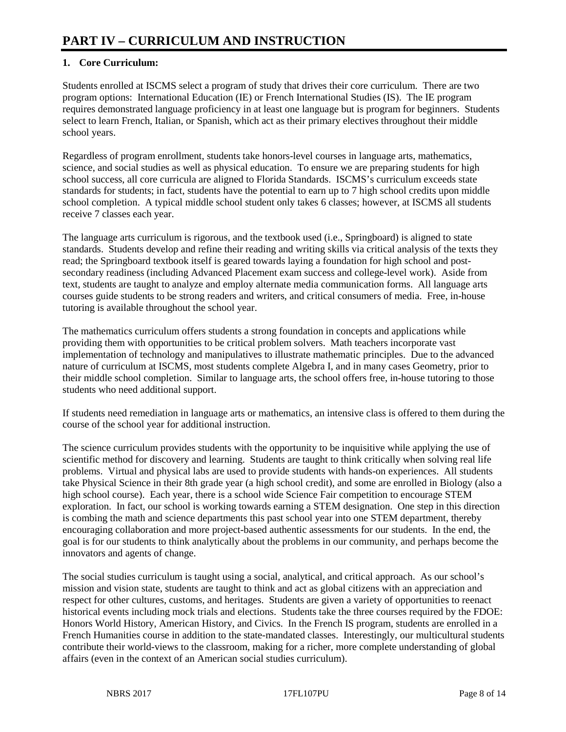# PART IV – CURRICULUM AND INSTRUCTION

## 1. Core Curriculum:

Students enrolled at ISCMS select a program of study that drives their core curriculum. There are two program options: International Education (IE) or French International Studies (IS). The IE program requires demonstrated language proficiency in at least one language but is program for beginners. Students select to learn French, Italian, or Spanish, which act as their primary electives throughout their middle school years.

Regardless of program enrollment, students take honors-level courses in language arts, mathematics, science, and social studies as well as physical education. To ensure we are preparing students for high school success, all core curricula are aligned to Florida Standards. ISCMS's curriculum exceeds state standards for students; in fact, students have the potential to earn up to 7 high school credits upon middle school completion. A typical middle school student only takes 6 classes; however, at ISCMS all students receive 7 classes each year.

The language arts curriculum is rigorous, and the textbook used (i.e., Springboard) is aligned to state standards. Students develop and refine their reading and writing skills via critical analysis of the texts they read; the Springboard textbook itself is geared towards laying a foundation for high school and post-secondary readiness (including Advanced Placement exam success and college-level work). Aside from text, students are taught to analyze and employ alternate media communication forms. All language arts courses guide students to be strong readers and writers, and critical consumers of media. Free, in-house tutoring is available throughout the school year.

The mathematics curriculum offers students a strong foundation in concepts and applications while providing them with opportunities to be critical problem solvers. Math teachers incorporate vast implementation of technology and manipulatives to illustrate mathematic principles. Due to the advanced nature of curriculum at ISCMS, most students complete Algebra I, and in many cases Geometry, prior to their middle school completion. Similar to language arts, the school offers free, in-house tutoring to those students who need additional support.

If students need remediation in language arts or mathematics, an intensive class is offered to them during the course of the school year for additional instruction.

The science curriculum provides students with the opportunity to be inquisitive while applying the use of scientific method for discovery and learning. Students are taught to think critically when solving real life problems. Virtual and physical labs are used to provide students with hands-on experiences. All students take Physical Science in their 8th grade year (a high school credit), and some are enrolled in Biology (also a high school course). Each year, there is a school wide Science Fair competition to encourage STEM exploration. In fact, our school is working towards earning a STEM designation. One step in this direction is combing the math and science departments this past school year into one STEM department, thereby encouraging collaboration and more project-based authentic assessments for our students. In the end, the goal is for our students to think analytically about the problems in our community, and perhaps become the innovators and agents of change.

The social studies curriculum is taught using a social, analytical, and critical approach. As our school's mission and vision state, students are taught to think and act as global citizens with an appreciation and respect for other cultures, customs, and heritages. Students are given a variety of opportunities to reenact historical events including mock trials and elections. Students take the three courses required by the FDOE: Honors World History, American History, and Civics. In the French IS program, students are enrolled in a French Humanities course in addition to the state-mandated classes. Interestingly, our multicultural students contribute their world-views to the classroom, making for a richer, more complete understanding of global affairs (even in the context of an American social studies curriculum).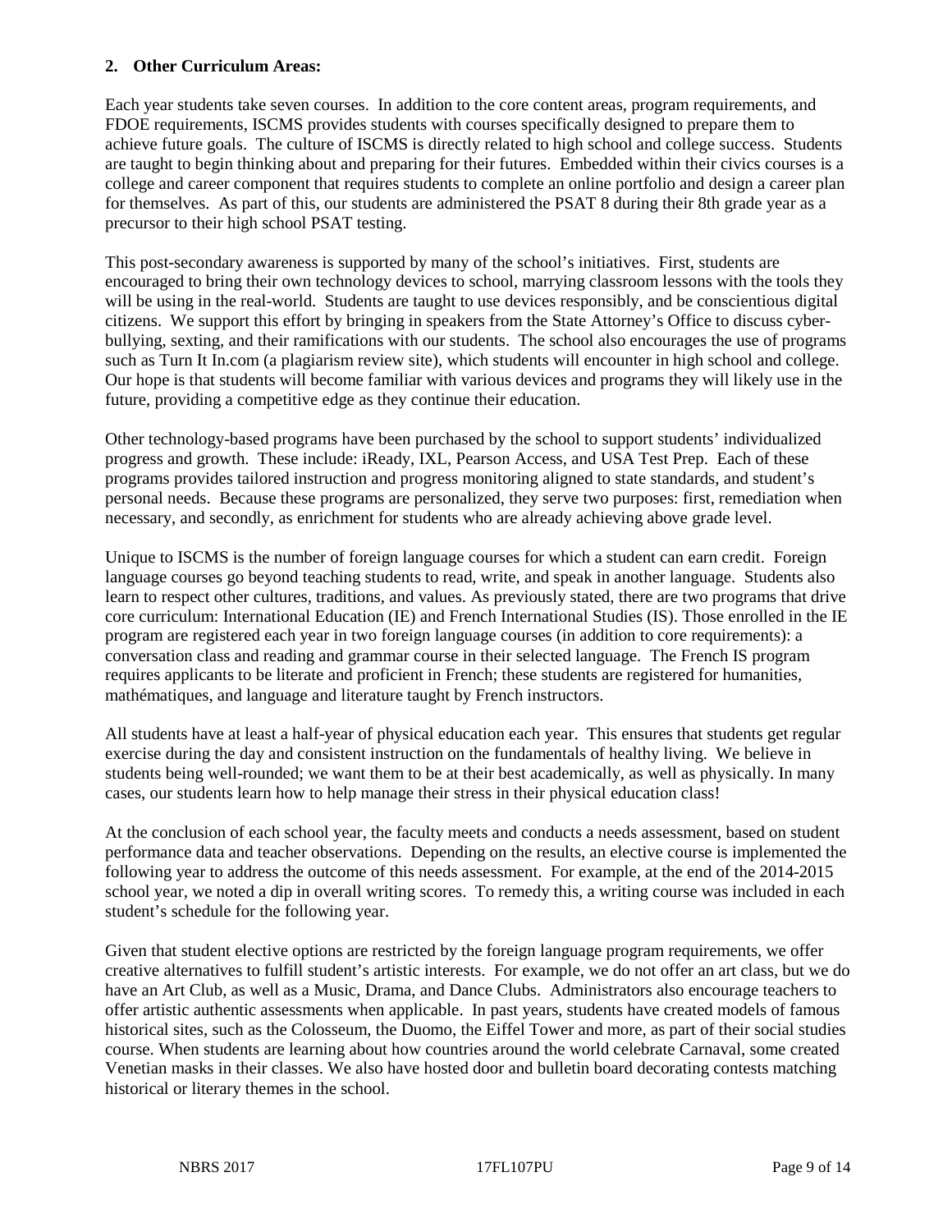**2. Other Curriculum Areas:**

Each year students take seven courses. In addition to the core content areas, program requirements, and FDOE requirements, ISCMS provides students with courses specifically designed to prepare them to achieve future goals. The culture of ISCMS is directly related to high school and college success. Students are taught to begin thinking about and preparing for their futures. Embedded within their civics courses is a college and career component that requires students to complete an online portfolio and design a career plan for themselves. As part of this, our students are administered the PSAT 8 during their 8th grade year as a precursor to their high school PSAT testing.

This post-secondary awareness is supported by many of the school's initiatives. First, students are encouraged to bring their own technology devices to school, marrying classroom lessons with the tools they will be using in the real-world. Students are taught to use devices responsibly, and be conscientious digital citizens. We support this effort by bringing in speakers from the State Attorney's Office to discuss cyber-bullying, sexting, and their ramifications with our students. The school also encourages the use of programs such as Turn It In.com (a plagiarism review site), which students will encounter in high school and college. Our hope is that students will become familiar with various devices and programs they will likely use in the future, providing a competitive edge as they continue their education.

Other technology-based programs have been purchased by the school to support students' individualized progress and growth. These include: iReady, IXL, Pearson Access, and USA Test Prep. Each of these programs provides tailored instruction and progress monitoring aligned to state standards, and student's personal needs. Because these programs are personalized, they serve two purposes: first, remediation when necessary, and secondly, as enrichment for students who are already achieving above grade level.

Unique to ISCMS is the number of foreign language courses for which a student can earn credit. Foreign language courses go beyond teaching students to read, write, and speak in another language. Students also learn to respect other cultures, traditions, and values. As previously stated, there are two programs that drive core curriculum: International Education (IE) and French International Studies (IS). Those enrolled in the IE program are registered each year in two foreign language courses (in addition to core requirements): a conversation class and reading and grammar course in their selected language. The French IS program requires applicants to be literate and proficient in French; these students are registered for humanities, mathématiques, and language and literature taught by French instructors.

All students have at least a half-year of physical education each year. This ensures that students get regular exercise during the day and consistent instruction on the fundamentals of healthy living. We believe in students being well-rounded; we want them to be at their best academically, as well as physically. In many cases, our students learn how to help manage their stress in their physical education class!

At the conclusion of each school year, the faculty meets and conducts a needs assessment, based on student performance data and teacher observations. Depending on the results, an elective course is implemented the following year to address the outcome of this needs assessment. For example, at the end of the 2014-2015 school year, we noted a dip in overall writing scores. To remedy this, a writing course was included in each student's schedule for the following year.

Given that student elective options are restricted by the foreign language program requirements, we offer creative alternatives to fulfill student's artistic interests. For example, we do not offer an art class, but we do have an Art Club, as well as a Music, Drama, and Dance Clubs. Administrators also encourage teachers to offer artistic authentic assessments when applicable. In past years, students have created models of famous historical sites, such as the Colosseum, the Duomo, the Eiffel Tower and more, as part of their social studies course. When students are learning about how countries around the world celebrate Carnaval, some created Venetian masks in their classes. We also have hosted door and bulletin board decorating contests matching historical or literary themes in the school.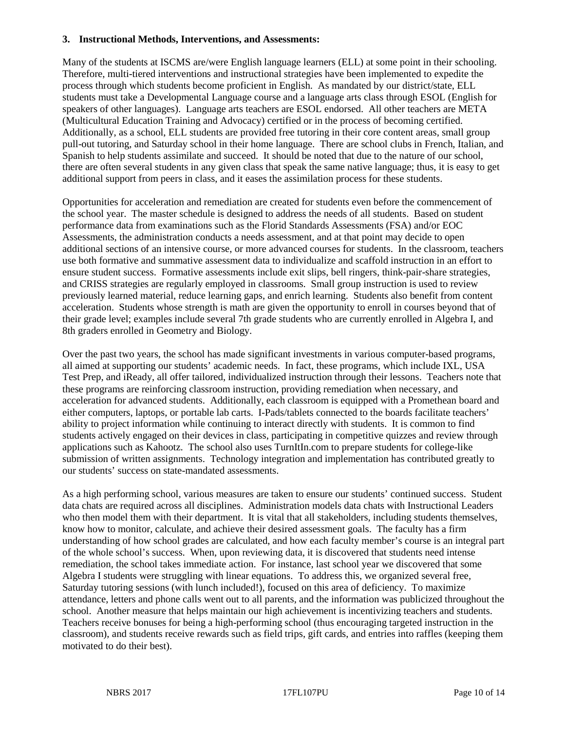**3. Instructional Methods, Interventions, and Assessments:**

Many of the students at ISCMS are/were English language learners (ELL) at some point in their schooling. Therefore, multi-tiered interventions and instructional strategies have been implemented to expedite the process through which students become proficient in English. As mandated by our district/state, ELL students must take a Developmental Language course and a language arts class through ESOL (English for speakers of other languages). Language arts teachers are ESOL endorsed. All other teachers are META (Multicultural Education Training and Advocacy) certified or in the process of becoming certified. Additionally, as a school, ELL students are provided free tutoring in their core content areas, small group pull-out tutoring, and Saturday school in their home language. There are school clubs in French, Italian, and Spanish to help students assimilate and succeed. It should be noted that due to the nature of our school, there are often several students in any given class that speak the same native language; thus, it is easy to get additional support from peers in class, and it eases the assimilation process for these students.

Opportunities for acceleration and remediation are created for students even before the commencement of the school year. The master schedule is designed to address the needs of all students. Based on student performance data from examinations such as the Florid Standards Assessments (FSA) and/or EOC Assessments, the administration conducts a needs assessment, and at that point may decide to open additional sections of an intensive course, or more advanced courses for students. In the classroom, teachers use both formative and summative assessment data to individualize and scaffold instruction in an effort to ensure student success. Formative assessments include exit slips, bell ringers, think-pair-share strategies, and CRISS strategies are regularly employed in classrooms. Small group instruction is used to review previously learned material, reduce learning gaps, and enrich learning. Students also benefit from content acceleration. Students whose strength is math are given the opportunity to enroll in courses beyond that of their grade level; examples include several 7th grade students who are currently enrolled in Algebra I, and 8th graders enrolled in Geometry and Biology.

Over the past two years, the school has made significant investments in various computer-based programs, all aimed at supporting our students' academic needs. In fact, these programs, which include IXL, USA Test Prep, and iReady, all offer tailored, individualized instruction through their lessons. Teachers note that these programs are reinforcing classroom instruction, providing remediation when necessary, and acceleration for advanced students. Additionally, each classroom is equipped with a Promethean board and either computers, laptops, or portable lab carts. I-Pads/tablets connected to the boards facilitate teachers' ability to project information while continuing to interact directly with students. It is common to find students actively engaged on their devices in class, participating in competitive quizzes and review through applications such as Kahootz. The school also uses TurnItIn.com to prepare students for college-like submission of written assignments. Technology integration and implementation has contributed greatly to our students' success on state-mandated assessments.

As a high performing school, various measures are taken to ensure our students' continued success. Student data chats are required across all disciplines. Administration models data chats with Instructional Leaders who then model them with their department. It is vital that all stakeholders, including students themselves, know how to monitor, calculate, and achieve their desired assessment goals. The faculty has a firm understanding of how school grades are calculated, and how each faculty member's course is an integral part of the whole school's success. When, upon reviewing data, it is discovered that students need intense remediation, the school takes immediate action. For instance, last school year we discovered that some Algebra I students were struggling with linear equations. To address this, we organized several free, Saturday tutoring sessions (with lunch included!), focused on this area of deficiency. To maximize attendance, letters and phone calls went out to all parents, and the information was publicized throughout the school. Another measure that helps maintain our high achievement is incentivizing teachers and students. Teachers receive bonuses for being a high-performing school (thus encouraging targeted instruction in the classroom), and students receive rewards such as field trips, gift cards, and entries into raffles (keeping them motivated to do their best).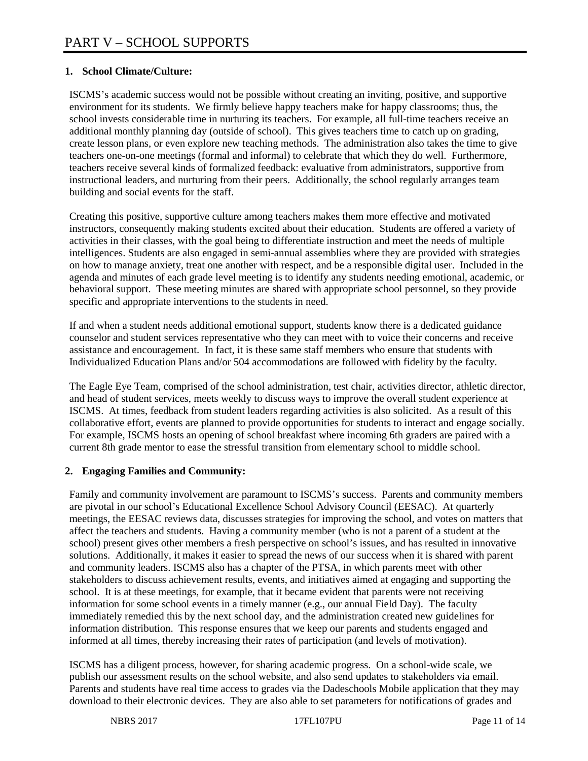# PART V – SCHOOL SUPPORTS

**1. School Climate/Culture:**

ISCMS's academic success would not be possible without creating an inviting, positive, and supportive environment for its students. We firmly believe happy teachers make for happy classrooms; thus, the school invests considerable time in nurturing its teachers. For example, all full-time teachers receive an additional monthly planning day (outside of school). This gives teachers time to catch up on grading, create lesson plans, or even explore new teaching methods. The administration also takes the time to give teachers one-on-one meetings (formal and informal) to celebrate that which they do well. Furthermore, teachers receive several kinds of formalized feedback: evaluative from administrators, supportive from instructional leaders, and nurturing from their peers. Additionally, the school regularly arranges team building and social events for the staff.

Creating this positive, supportive culture among teachers makes them more effective and motivated instructors, consequently making students excited about their education. Students are offered a variety of activities in their classes, with the goal being to differentiate instruction and meet the needs of multiple intelligences. Students are also engaged in semi-annual assemblies where they are provided with strategies on how to manage anxiety, treat one another with respect, and be a responsible digital user. Included in the agenda and minutes of each grade level meeting is to identify any students needing emotional, academic, or behavioral support. These meeting minutes are shared with appropriate school personnel, so they provide specific and appropriate interventions to the students in need.

If and when a student needs additional emotional support, students know there is a dedicated guidance counselor and student services representative who they can meet with to voice their concerns and receive assistance and encouragement. In fact, it is these same staff members who ensure that students with Individualized Education Plans and/or 504 accommodations are followed with fidelity by the faculty.

The Eagle Eye Team, comprised of the school administration, test chair, activities director, athletic director, and head of student services, meets weekly to discuss ways to improve the overall student experience at ISCMS. At times, feedback from student leaders regarding activities is also solicited. As a result of this collaborative effort, events are planned to provide opportunities for students to interact and engage socially. For example, ISCMS hosts an opening of school breakfast where incoming 6th graders are paired with a current 8th grade mentor to ease the stressful transition from elementary school to middle school.

**2. Engaging Families and Community:**

Family and community involvement are paramount to ISCMS's success. Parents and community members are pivotal in our school's Educational Excellence School Advisory Council (EESAC). At quarterly meetings, the EESAC reviews data, discusses strategies for improving the school, and votes on matters that affect the teachers and students. Having a community member (who is not a parent of a student at the school) present gives other members a fresh perspective on school's issues, and has resulted in innovative solutions. Additionally, it makes it easier to spread the news of our success when it is shared with parent and community leaders. ISCMS also has a chapter of the PTSA, in which parents meet with other stakeholders to discuss achievement results, events, and initiatives aimed at engaging and supporting the school. It is at these meetings, for example, that it became evident that parents were not receiving information for some school events in a timely manner (e.g., our annual Field Day). The faculty immediately remedied this by the next school day, and the administration created new guidelines for information distribution. This response ensures that we keep our parents and students engaged and informed at all times, thereby increasing their rates of participation (and levels of motivation).

ISCMS has a diligent process, however, for sharing academic progress. On a school-wide scale, we publish our assessment results on the school website, and also send updates to stakeholders via email. Parents and students have real time access to grades via the Dadeschools Mobile application that they may download to their electronic devices. They are also able to set parameters for notifications of grades and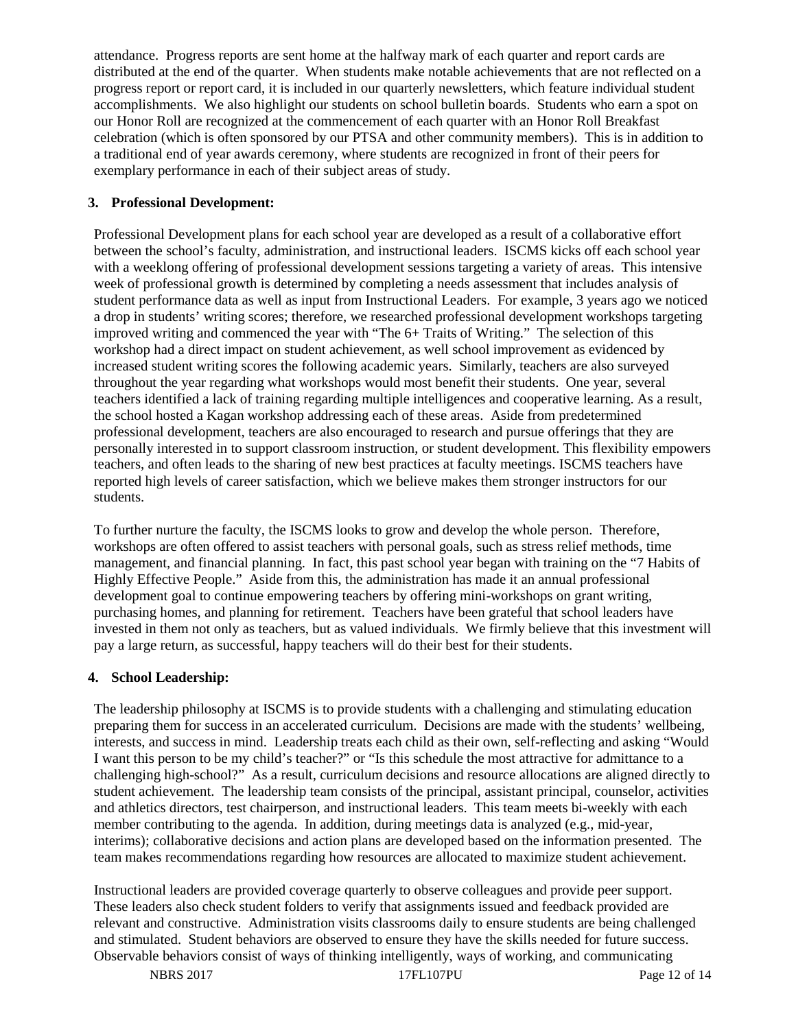attendance. Progress reports are sent home at the halfway mark of each quarter and report cards are distributed at the end of the quarter. When students make notable achievements that are not reflected on a progress report or report card, it is included in our quarterly newsletters, which feature individual student accomplishments. We also highlight our students on school bulletin boards. Students who earn a spot on our Honor Roll are recognized at the commencement of each quarter with an Honor Roll Breakfast celebration (which is often sponsored by our PTSA and other community members). This is in addition to a traditional end of year awards ceremony, where students are recognized in front of their peers for exemplary performance in each of their subject areas of study.

## 3. Professional Development:

Professional Development plans for each school year are developed as a result of a collaborative effort between the school's faculty, administration, and instructional leaders. ISCMS kicks off each school year with a weeklong offering of professional development sessions targeting a variety of areas. This intensive week of professional growth is determined by completing a needs assessment that includes analysis of student performance data as well as input from Instructional Leaders. For example, 3 years ago we noticed a drop in students' writing scores; therefore, we researched professional development workshops targeting improved writing and commenced the year with "The 6+ Traits of Writing." The selection of this workshop had a direct impact on student achievement, as well school improvement as evidenced by increased student writing scores the following academic years. Similarly, teachers are also surveyed throughout the year regarding what workshops would most benefit their students. One year, several teachers identified a lack of training regarding multiple intelligences and cooperative learning. As a result, the school hosted a Kagan workshop addressing each of these areas. Aside from predetermined professional development, teachers are also encouraged to research and pursue offerings that they are personally interested in to support classroom instruction, or student development. This flexibility empowers teachers, and often leads to the sharing of new best practices at faculty meetings. ISCMS teachers have reported high levels of career satisfaction, which we believe makes them stronger instructors for our students.

To further nurture the faculty, the ISCMS looks to grow and develop the whole person. Therefore, workshops are often offered to assist teachers with personal goals, such as stress relief methods, time management, and financial planning. In fact, this past school year began with training on the "7 Habits of Highly Effective People." Aside from this, the administration has made it an annual professional development goal to continue empowering teachers by offering mini-workshops on grant writing, purchasing homes, and planning for retirement. Teachers have been grateful that school leaders have invested in them not only as teachers, but as valued individuals. We firmly believe that this investment will pay a large return, as successful, happy teachers will do their best for their students.

## 4. School Leadership:

The leadership philosophy at ISCMS is to provide students with a challenging and stimulating education preparing them for success in an accelerated curriculum. Decisions are made with the students' wellbeing, interests, and success in mind. Leadership treats each child as their own, self-reflecting and asking "Would I want this person to be my child's teacher?" or "Is this schedule the most attractive for admittance to a challenging high-school?" As a result, curriculum decisions and resource allocations are aligned directly to student achievement. The leadership team consists of the principal, assistant principal, counselor, activities and athletics directors, test chairperson, and instructional leaders. This team meets bi-weekly with each member contributing to the agenda. In addition, during meetings data is analyzed (e.g., mid-year, interims); collaborative decisions and action plans are developed based on the information presented. The team makes recommendations regarding how resources are allocated to maximize student achievement.

Instructional leaders are provided coverage quarterly to observe colleagues and provide peer support. These leaders also check student folders to verify that assignments issued and feedback provided are relevant and constructive. Administration visits classrooms daily to ensure students are being challenged and stimulated. Student behaviors are observed to ensure they have the skills needed for future success. Observable behaviors consist of ways of thinking intelligently, ways of working, and communicating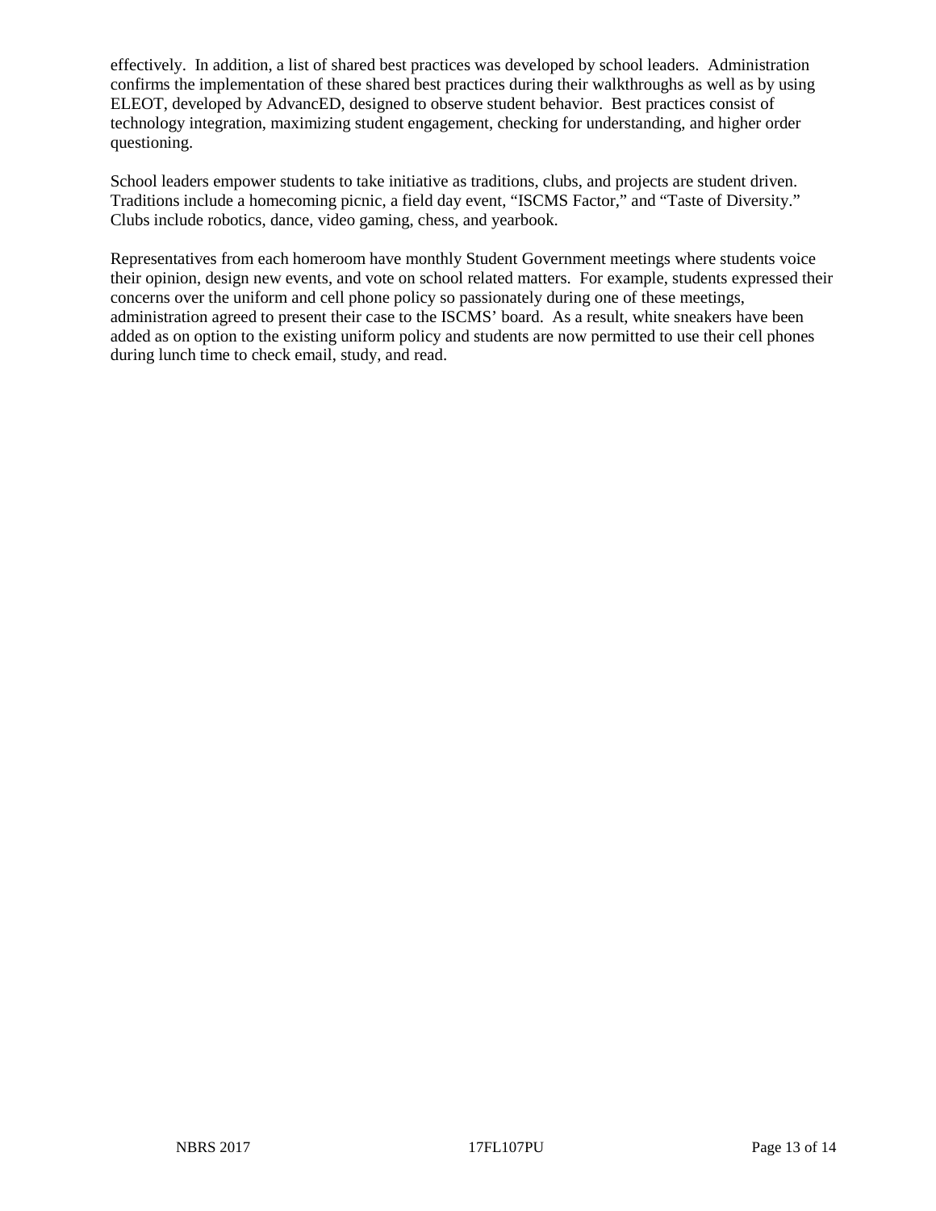effectively. In addition, a list of shared best practices was developed by school leaders. Administration confirms the implementation of these shared best practices during their walkthroughs as well as by using ELEOT, developed by AdvancED, designed to observe student behavior. Best practices consist of technology integration, maximizing student engagement, checking for understanding, and higher order questioning.

School leaders empower students to take initiative as traditions, clubs, and projects are student driven. Traditions include a homecoming picnic, a field day event, "ISCMS Factor," and "Taste of Diversity." Clubs include robotics, dance, video gaming, chess, and yearbook.

Representatives from each homeroom have monthly Student Government meetings where students voice their opinion, design new events, and vote on school related matters. For example, students expressed their concerns over the uniform and cell phone policy so passionately during one of these meetings, administration agreed to present their case to the ISCMS' board. As a result, white sneakers have been added as on option to the existing uniform policy and students are now permitted to use their cell phones during lunch time to check email, study, and read.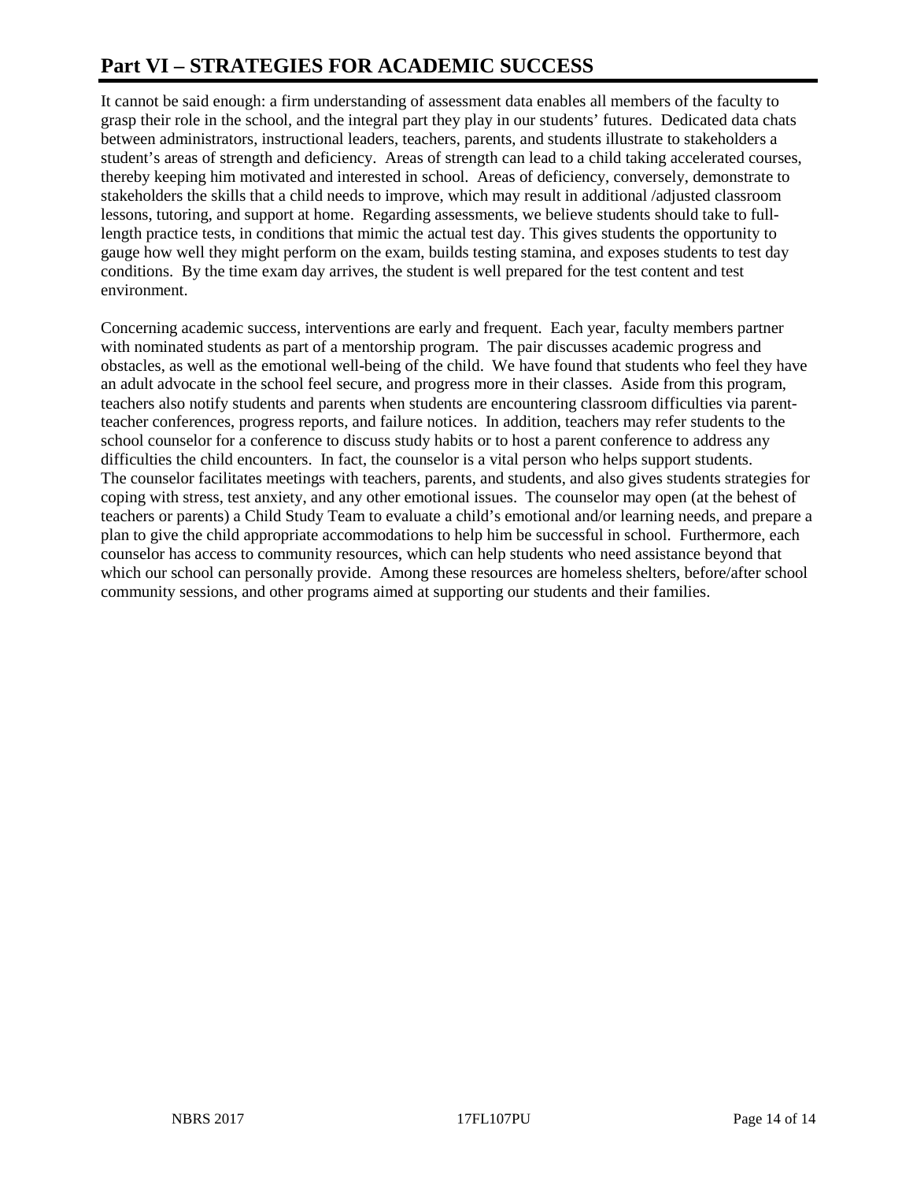# Part VI – STRATEGIES FOR ACADEMIC SUCCESS

It cannot be said enough: a firm understanding of assessment data enables all members of the faculty to grasp their role in the school, and the integral part they play in our students' futures. Dedicated data chats between administrators, instructional leaders, teachers, parents, and students illustrate to stakeholders a student's areas of strength and deficiency. Areas of strength can lead to a child taking accelerated courses, thereby keeping him motivated and interested in school. Areas of deficiency, conversely, demonstrate to stakeholders the skills that a child needs to improve, which may result in additional /adjusted classroom lessons, tutoring, and support at home. Regarding assessments, we believe students should take to full-length practice tests, in conditions that mimic the actual test day. This gives students the opportunity to gauge how well they might perform on the exam, builds testing stamina, and exposes students to test day conditions. By the time exam day arrives, the student is well prepared for the test content and test environment.

Concerning academic success, interventions are early and frequent. Each year, faculty members partner with nominated students as part of a mentorship program. The pair discusses academic progress and obstacles, as well as the emotional well-being of the child. We have found that students who feel they have an adult advocate in the school feel secure, and progress more in their classes. Aside from this program, teachers also notify students and parents when students are encountering classroom difficulties via parent-teacher conferences, progress reports, and failure notices. In addition, teachers may refer students to the school counselor for a conference to discuss study habits or to host a parent conference to address any difficulties the child encounters. In fact, the counselor is a vital person who helps support students. The counselor facilitates meetings with teachers, parents, and students, and also gives students strategies for coping with stress, test anxiety, and any other emotional issues. The counselor may open (at the behest of teachers or parents) a Child Study Team to evaluate a child's emotional and/or learning needs, and prepare a plan to give the child appropriate accommodations to help him be successful in school. Furthermore, each counselor has access to community resources, which can help students who need assistance beyond that which our school can personally provide. Among these resources are homeless shelters, before/after school community sessions, and other programs aimed at supporting our students and their families.